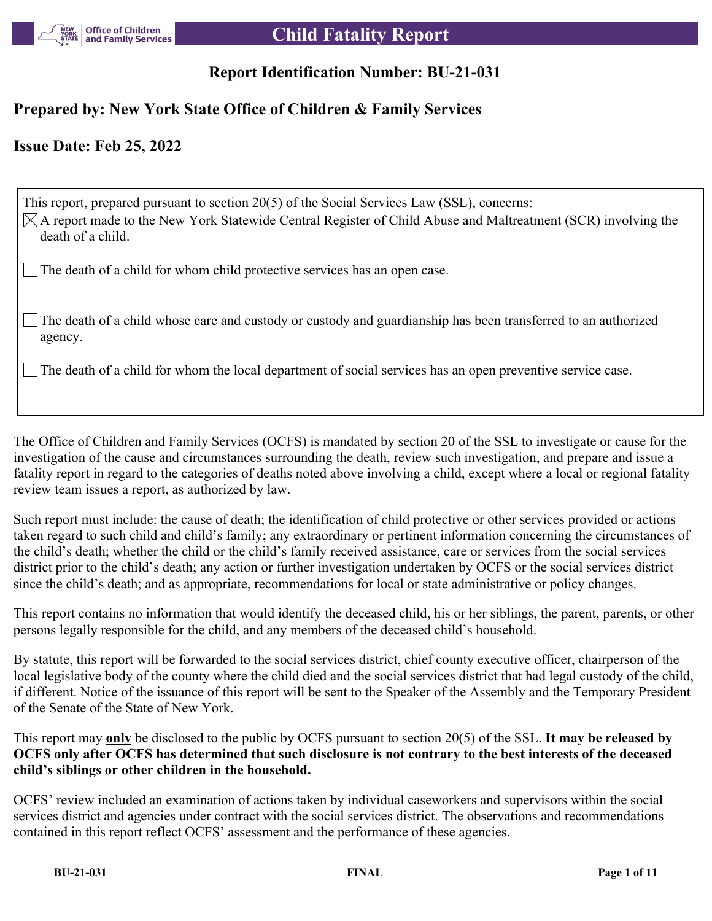# Child Fatality Report

## Report Identification Number: BU-21-031

## Prepared by: New York State Office of Children & Family Services

## Issue Date: Feb 25, 2022

This report, prepared pursuant to section 20(5) of the Social Services Law (SSL), concerns:

- [x] A report made to the New York Statewide Central Register of Child Abuse and Maltreatment (SCR) involving the death of a child.
- [ ] The death of a child for whom child protective services has an open case.
- [ ] The death of a child whose care and custody or custody and guardianship has been transferred to an authorized agency.
- [ ] The death of a child for whom the local department of social services has an open preventive service case.

The Office of Children and Family Services (OCFS) is mandated by section 20 of the SSL to investigate or cause for the investigation of the cause and circumstances surrounding the death, review such investigation, and prepare and issue a fatality report in regard to the categories of deaths noted above involving a child, except where a local or regional fatality review team issues a report, as authorized by law.

Such report must include: the cause of death; the identification of child protective or other services provided or actions taken regard to such child and child's family; any extraordinary or pertinent information concerning the circumstances of the child's death; whether the child or the child's family received assistance, care or services from the social services district prior to the child's death; any action or further investigation undertaken by OCFS or the social services district since the child's death; and as appropriate, recommendations for local or state administrative or policy changes.

This report contains no information that would identify the deceased child, his or her siblings, the parent, parents, or other persons legally responsible for the child, and any members of the deceased child's household.

By statute, this report will be forwarded to the social services district, chief county executive officer, chairperson of the local legislative body of the county where the child died and the social services district that had legal custody of the child, if different. Notice of the issuance of this report will be sent to the Speaker of the Assembly and the Temporary President of the Senate of the State of New York.

This report may **only** be disclosed to the public by OCFS pursuant to section 20(5) of the SSL. **It may be released by OCFS only after OCFS has determined that such disclosure is not contrary to the best interests of the deceased child's siblings or other children in the household.**

OCFS' review included an examination of actions taken by individual caseworkers and supervisors within the social services district and agencies under contract with the social services district. The observations and recommendations contained in this report reflect OCFS' assessment and the performance of these agencies.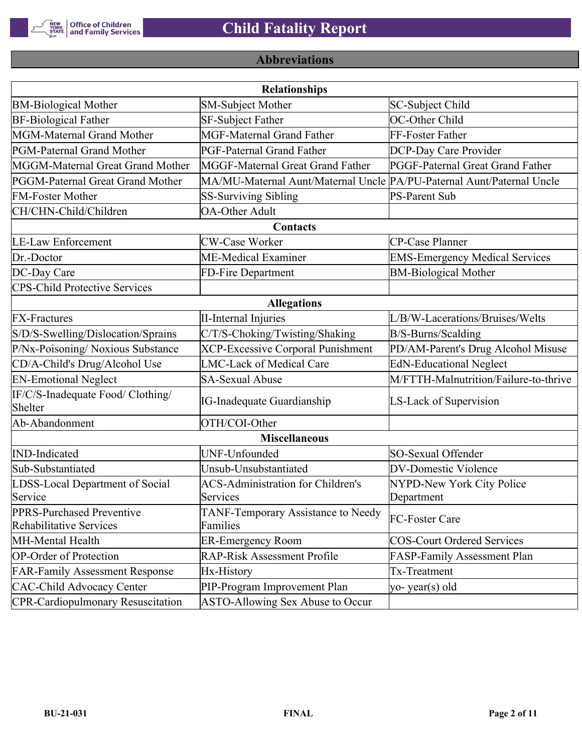## Abbreviations

| Relationships | | |
|---|---|---|
| BM-Biological Mother | SM-Subject Mother | SC-Subject Child |
| BF-Biological Father | SF-Subject Father | OC-Other Child |
| MGM-Maternal Grand Mother | MGF-Maternal Grand Father | FF-Foster Father |
| PGM-Paternal Grand Mother | PGF-Paternal Grand Father | DCP-Day Care Provider |
| MGGM-Maternal Great Grand Mother | MGGF-Maternal Great Grand Father | PGGF-Paternal Great Grand Father |
| PGGM-Paternal Great Grand Mother | MA/MU-Maternal Aunt/Maternal Uncle | PA/PU-Paternal Aunt/Paternal Uncle |
| FM-Foster Mother | SS-Surviving Sibling | PS-Parent Sub |
| CH/CHN-Child/Children | OA-Other Adult | |
| **Contacts** | | |
| LE-Law Enforcement | CW-Case Worker | CP-Case Planner |
| Dr.-Doctor | ME-Medical Examiner | EMS-Emergency Medical Services |
| DC-Day Care | FD-Fire Department | BM-Biological Mother |
| CPS-Child Protective Services | | |
| **Allegations** | | |
| FX-Fractures | II-Internal Injuries | L/B/W-Lacerations/Bruises/Welts |
| S/D/S-Swelling/Dislocation/Sprains | C/T/S-Choking/Twisting/Shaking | B/S-Burns/Scalding |
| P/Nx-Poisoning/ Noxious Substance | XCP-Excessive Corporal Punishment | PD/AM-Parent's Drug Alcohol Misuse |
| CD/A-Child's Drug/Alcohol Use | LMC-Lack of Medical Care | EdN-Educational Neglect |
| EN-Emotional Neglect | SA-Sexual Abuse | M/FTTH-Malnutrition/Failure-to-thrive |
| IF/C/S-Inadequate Food/ Clothing/ Shelter | IG-Inadequate Guardianship | LS-Lack of Supervision |
| Ab-Abandonment | OTH/COI-Other | |
| **Miscellaneous** | | |
| IND-Indicated | UNF-Unfounded | SO-Sexual Offender |
| Sub-Substantiated | Unsub-Unsubstantiated | DV-Domestic Violence |
| LDSS-Local Department of Social Service | ACS-Administration for Children's Services | NYPD-New York City Police Department |
| PPRS-Purchased Preventive Rehabilitative Services | TANF-Temporary Assistance to Needy Families | FC-Foster Care |
| MH-Mental Health | ER-Emergency Room | COS-Court Ordered Services |
| OP-Order of Protection | RAP-Risk Assessment Profile | FASP-Family Assessment Plan |
| FAR-Family Assessment Response | Hx-History | Tx-Treatment |
| CAC-Child Advocacy Center | PIP-Program Improvement Plan | yo- year(s) old |
| CPR-Cardiopulmonary Resuscitation | ASTO-Allowing Sex Abuse to Occur | |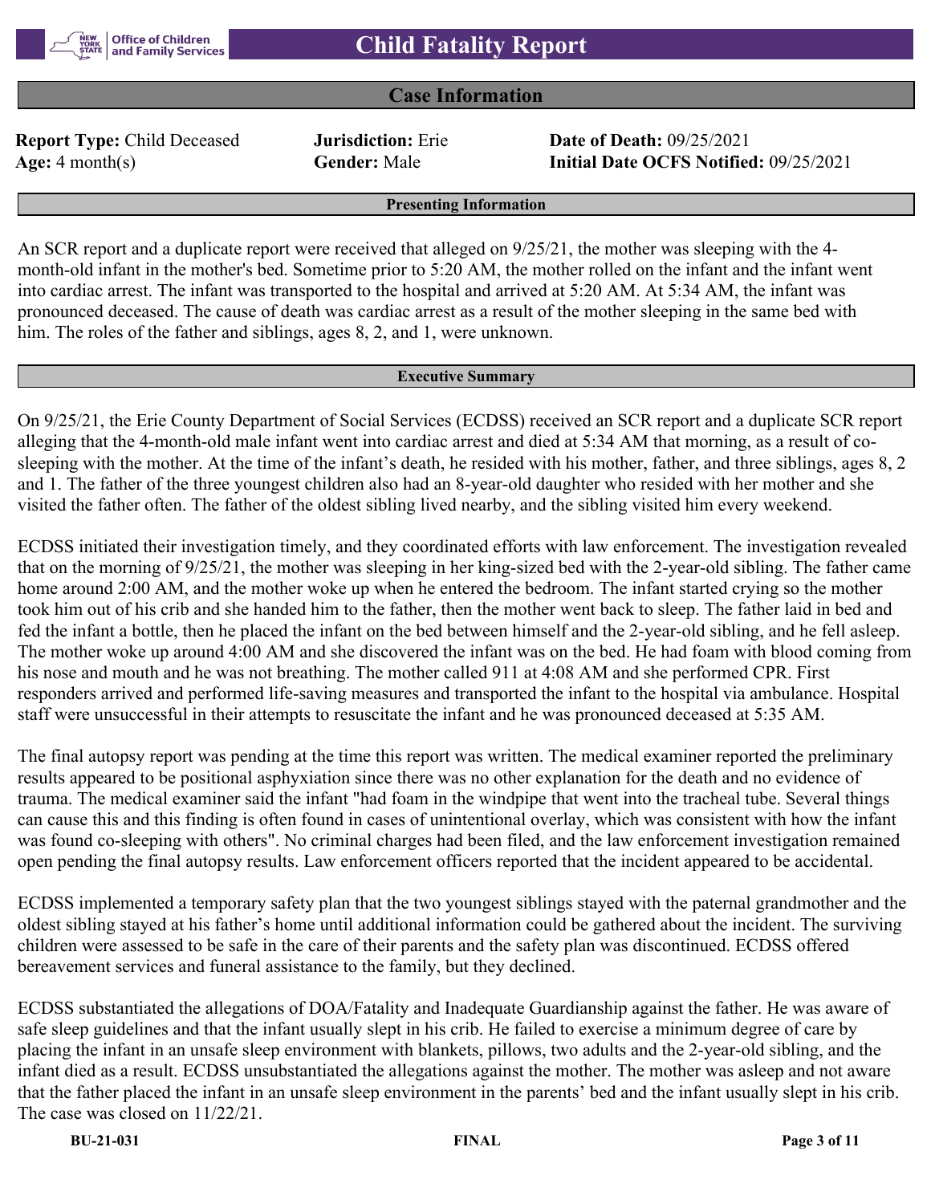# Child Fatality Report

## Case Information

**Report Type:** Child Deceased | **Jurisdiction:** Erie | **Date of Death:** 09/25/2021
**Age:** 4 month(s) | **Gender:** Male | **Initial Date OCFS Notified:** 09/25/2021

### Presenting Information

An SCR report and a duplicate report were received that alleged on 9/25/21, the mother was sleeping with the 4-month-old infant in the mother's bed. Sometime prior to 5:20 AM, the mother rolled on the infant and the infant went into cardiac arrest. The infant was transported to the hospital and arrived at 5:20 AM. At 5:34 AM, the infant was pronounced deceased. The cause of death was cardiac arrest as a result of the mother sleeping in the same bed with him. The roles of the father and siblings, ages 8, 2, and 1, were unknown.

### Executive Summary

On 9/25/21, the Erie County Department of Social Services (ECDSS) received an SCR report and a duplicate SCR report alleging that the 4-month-old male infant went into cardiac arrest and died at 5:34 AM that morning, as a result of co-sleeping with the mother. At the time of the infant's death, he resided with his mother, father, and three siblings, ages 8, 2 and 1. The father of the three youngest children also had an 8-year-old daughter who resided with her mother and she visited the father often. The father of the oldest sibling lived nearby, and the sibling visited him every weekend.

ECDSS initiated their investigation timely, and they coordinated efforts with law enforcement. The investigation revealed that on the morning of 9/25/21, the mother was sleeping in her king-sized bed with the 2-year-old sibling. The father came home around 2:00 AM, and the mother woke up when he entered the bedroom. The infant started crying so the mother took him out of his crib and she handed him to the father, then the mother went back to sleep. The father laid in bed and fed the infant a bottle, then he placed the infant on the bed between himself and the 2-year-old sibling, and he fell asleep. The mother woke up around 4:00 AM and she discovered the infant was on the bed. He had foam with blood coming from his nose and mouth and he was not breathing. The mother called 911 at 4:08 AM and she performed CPR. First responders arrived and performed life-saving measures and transported the infant to the hospital via ambulance. Hospital staff were unsuccessful in their attempts to resuscitate the infant and he was pronounced deceased at 5:35 AM.

The final autopsy report was pending at the time this report was written. The medical examiner reported the preliminary results appeared to be positional asphyxiation since there was no other explanation for the death and no evidence of trauma. The medical examiner said the infant "had foam in the windpipe that went into the tracheal tube. Several things can cause this and this finding is often found in cases of unintentional overlay, which was consistent with how the infant was found co-sleeping with others". No criminal charges had been filed, and the law enforcement investigation remained open pending the final autopsy results. Law enforcement officers reported that the incident appeared to be accidental.

ECDSS implemented a temporary safety plan that the two youngest siblings stayed with the paternal grandmother and the oldest sibling stayed at his father's home until additional information could be gathered about the incident. The surviving children were assessed to be safe in the care of their parents and the safety plan was discontinued. ECDSS offered bereavement services and funeral assistance to the family, but they declined.

ECDSS substantiated the allegations of DOA/Fatality and Inadequate Guardianship against the father. He was aware of safe sleep guidelines and that the infant usually slept in his crib. He failed to exercise a minimum degree of care by placing the infant in an unsafe sleep environment with blankets, pillows, two adults and the 2-year-old sibling, and the infant died as a result. ECDSS unsubstantiated the allegations against the mother. The mother was asleep and not aware that the father placed the infant in an unsafe sleep environment in the parents' bed and the infant usually slept in his crib. The case was closed on 11/22/21.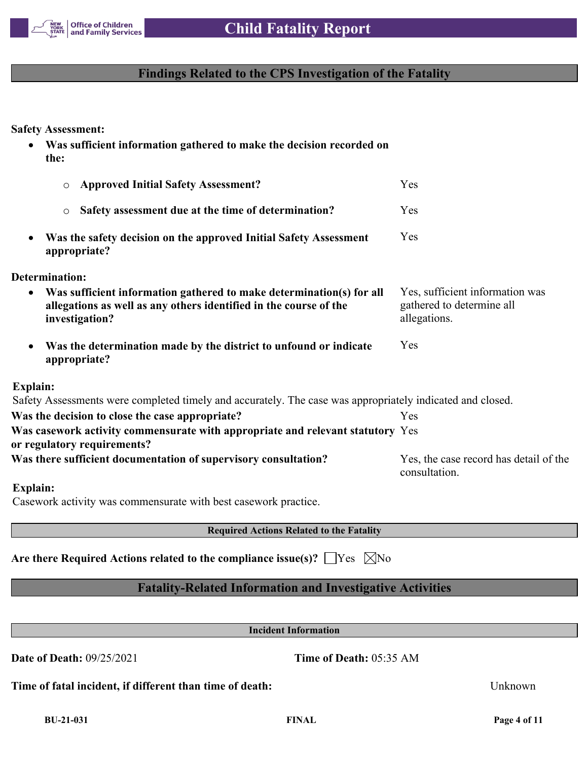## Findings Related to the CPS Investigation of the Fatality

**Safety Assessment:**

- **Was sufficient information gathered to make the decision recorded on the:**
  - **Approved Initial Safety Assessment?** Yes
  - **Safety assessment due at the time of determination?** Yes
- **Was the safety decision on the approved Initial Safety Assessment appropriate?** Yes

**Determination:**

- **Was sufficient information gathered to make determination(s) for all allegations as well as any others identified in the course of the investigation?** Yes, sufficient information was gathered to determine all allegations.
- **Was the determination made by the district to unfound or indicate appropriate?** Yes

**Explain:**
Safety Assessments were completed timely and accurately. The case was appropriately indicated and closed.

**Was the decision to close the case appropriate?** Yes

**Was casework activity commensurate with appropriate and relevant statutory or regulatory requirements?** Yes

**Was there sufficient documentation of supervisory consultation?** Yes, the case record has detail of the consultation.

**Explain:**
Casework activity was commensurate with best casework practice.

### Required Actions Related to the Fatality

**Are there Required Actions related to the compliance issue(s)?** ☐ Yes ☒ No

## Fatality-Related Information and Investigative Activities

### Incident Information

**Date of Death:** 09/25/2021 **Time of Death:** 05:35 AM

**Time of fatal incident, if different than time of death:** Unknown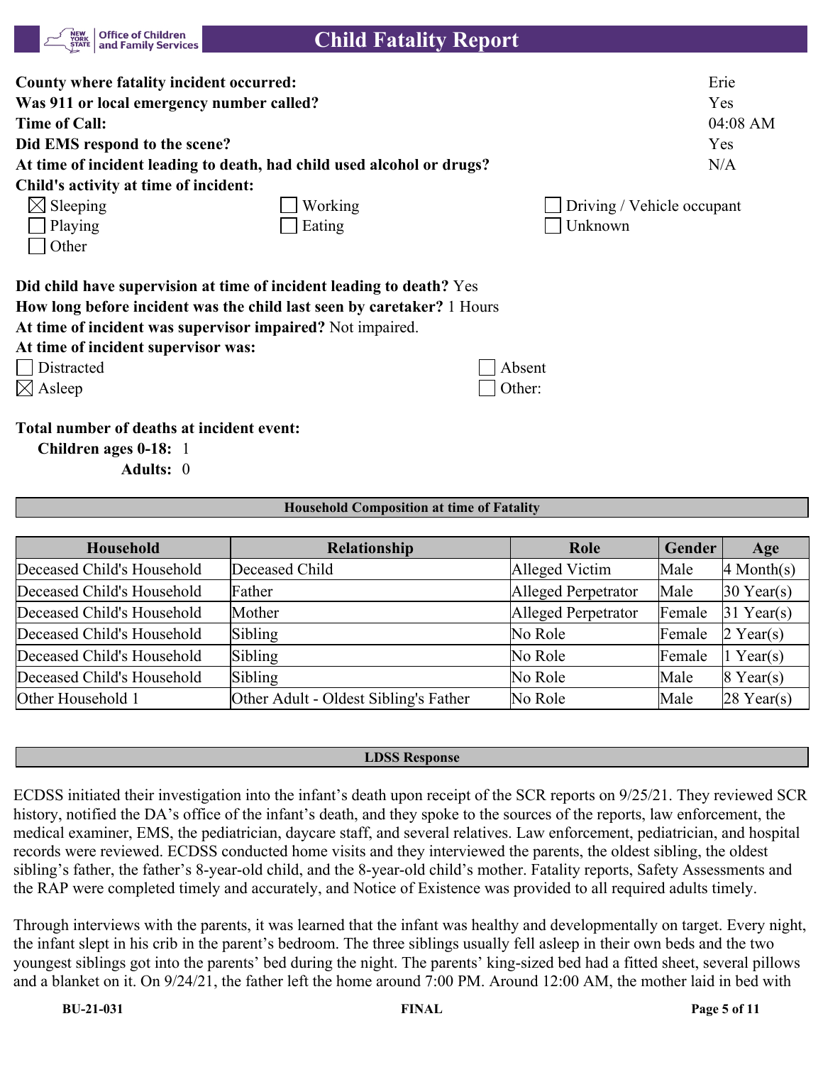**County where fatality incident occurred:** Erie

**Was 911 or local emergency number called?** Yes

**Time of Call:** 04:08 AM

**Did EMS respond to the scene?** Yes

**At time of incident leading to death, had child used alcohol or drugs?** N/A

**Child's activity at time of incident:**

- [x] Sleeping
- [ ] Working
- [ ] Driving / Vehicle occupant
- [ ] Playing
- [ ] Eating
- [ ] Unknown
- [ ] Other

**Did child have supervision at time of incident leading to death?** Yes

**How long before incident was the child last seen by caretaker?** 1 Hours

**At time of incident was supervisor impaired?** Not impaired.

**At time of incident supervisor was:**

- [ ] Distracted
- [ ] Absent
- [x] Asleep
- [ ] Other:

**Total number of deaths at incident event:**

**Children ages 0-18:** 1

**Adults:** 0

### Household Composition at time of Fatality

| Household | Relationship | Role | Gender | Age |
|---|---|---|---|---|
| Deceased Child's Household | Deceased Child | Alleged Victim | Male | 4 Month(s) |
| Deceased Child's Household | Father | Alleged Perpetrator | Male | 30 Year(s) |
| Deceased Child's Household | Mother | Alleged Perpetrator | Female | 31 Year(s) |
| Deceased Child's Household | Sibling | No Role | Female | 2 Year(s) |
| Deceased Child's Household | Sibling | No Role | Female | 1 Year(s) |
| Deceased Child's Household | Sibling | No Role | Male | 8 Year(s) |
| Other Household 1 | Other Adult - Oldest Sibling's Father | No Role | Male | 28 Year(s) |

### LDSS Response

ECDSS initiated their investigation into the infant's death upon receipt of the SCR reports on 9/25/21. They reviewed SCR history, notified the DA's office of the infant's death, and they spoke to the sources of the reports, law enforcement, the medical examiner, EMS, the pediatrician, daycare staff, and several relatives. Law enforcement, pediatrician, and hospital records were reviewed. ECDSS conducted home visits and they interviewed the parents, the oldest sibling, the oldest sibling's father, the father's 8-year-old child, and the 8-year-old child's mother. Fatality reports, Safety Assessments and the RAP were completed timely and accurately, and Notice of Existence was provided to all required adults timely.

Through interviews with the parents, it was learned that the infant was healthy and developmentally on target. Every night, the infant slept in his crib in the parent's bedroom. The three siblings usually fell asleep in their own beds and the two youngest siblings got into the parents' bed during the night. The parents' king-sized bed had a fitted sheet, several pillows and a blanket on it. On 9/24/21, the father left the home around 7:00 PM. Around 12:00 AM, the mother laid in bed with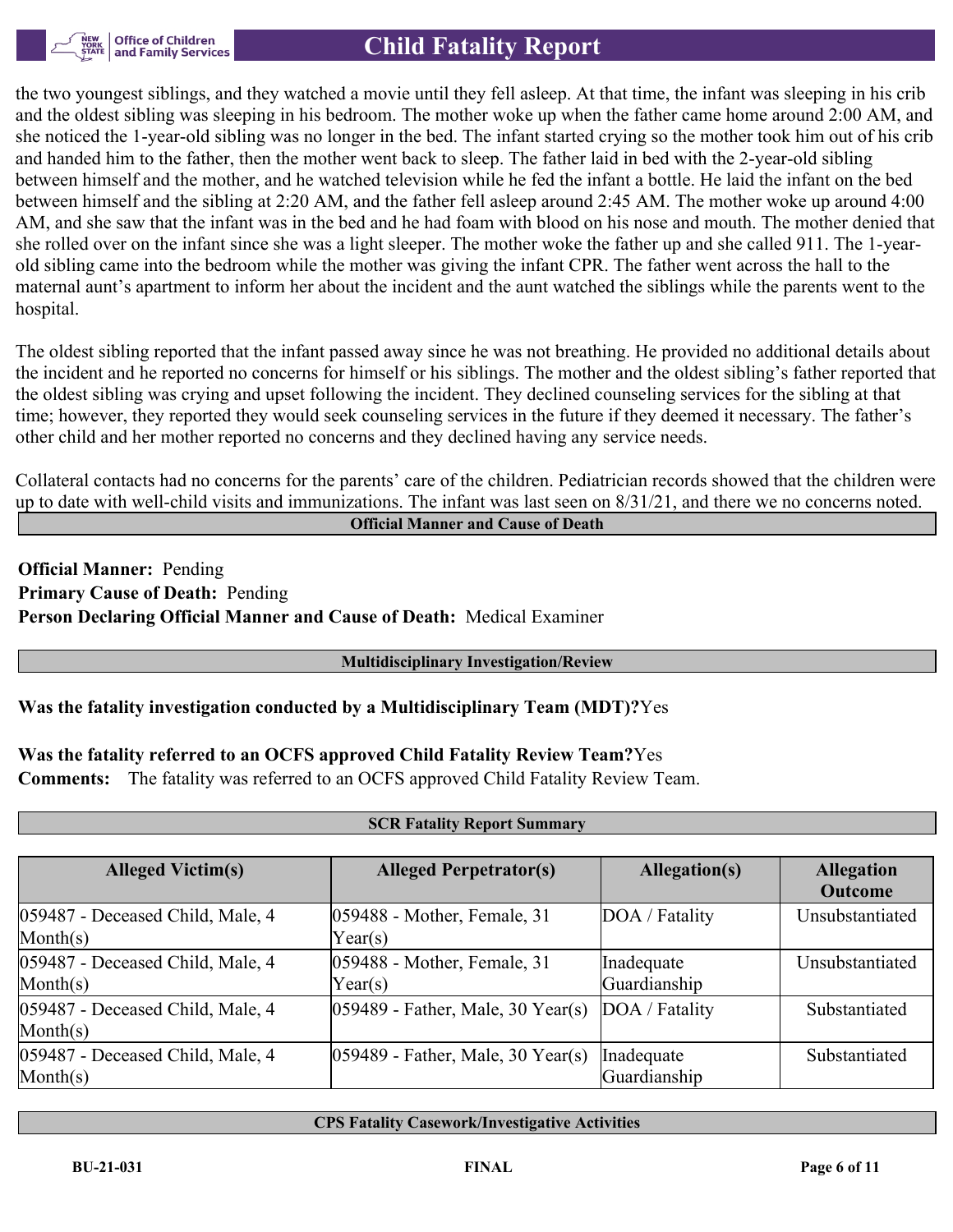the two youngest siblings, and they watched a movie until they fell asleep. At that time, the infant was sleeping in his crib and the oldest sibling was sleeping in his bedroom. The mother woke up when the father came home around 2:00 AM, and she noticed the 1-year-old sibling was no longer in the bed. The infant started crying so the mother took him out of his crib and handed him to the father, then the mother went back to sleep. The father laid in bed with the 2-year-old sibling between himself and the mother, and he watched television while he fed the infant a bottle. He laid the infant on the bed between himself and the sibling at 2:20 AM, and the father fell asleep around 2:45 AM. The mother woke up around 4:00 AM, and she saw that the infant was in the bed and he had foam with blood on his nose and mouth. The mother denied that she rolled over on the infant since she was a light sleeper. The mother woke the father up and she called 911. The 1-year-old sibling came into the bedroom while the mother was giving the infant CPR. The father went across the hall to the maternal aunt's apartment to inform her about the incident and the aunt watched the siblings while the parents went to the hospital.

The oldest sibling reported that the infant passed away since he was not breathing. He provided no additional details about the incident and he reported no concerns for himself or his siblings. The mother and the oldest sibling's father reported that the oldest sibling was crying and upset following the incident. They declined counseling services for the sibling at that time; however, they reported they would seek counseling services in the future if they deemed it necessary. The father's other child and her mother reported no concerns and they declined having any service needs.

Collateral contacts had no concerns for the parents' care of the children. Pediatrician records showed that the children were up to date with well-child visits and immunizations. The infant was last seen on 8/31/21, and there we no concerns noted.

## Official Manner and Cause of Death

**Official Manner:** Pending
**Primary Cause of Death:** Pending
**Person Declaring Official Manner and Cause of Death:** Medical Examiner

## Multidisciplinary Investigation/Review

**Was the fatality investigation conducted by a Multidisciplinary Team (MDT)?** Yes

**Was the fatality referred to an OCFS approved Child Fatality Review Team?** Yes
**Comments:** The fatality was referred to an OCFS approved Child Fatality Review Team.

## SCR Fatality Report Summary

| Alleged Victim(s) | Alleged Perpetrator(s) | Allegation(s) | Allegation Outcome |
|---|---|---|---|
| 059487 - Deceased Child, Male, 4 Month(s) | 059488 - Mother, Female, 31 Year(s) | DOA / Fatality | Unsubstantiated |
| 059487 - Deceased Child, Male, 4 Month(s) | 059488 - Mother, Female, 31 Year(s) | Inadequate Guardianship | Unsubstantiated |
| 059487 - Deceased Child, Male, 4 Month(s) | 059489 - Father, Male, 30 Year(s) | DOA / Fatality | Substantiated |
| 059487 - Deceased Child, Male, 4 Month(s) | 059489 - Father, Male, 30 Year(s) | Inadequate Guardianship | Substantiated |

## CPS Fatality Casework/Investigative Activities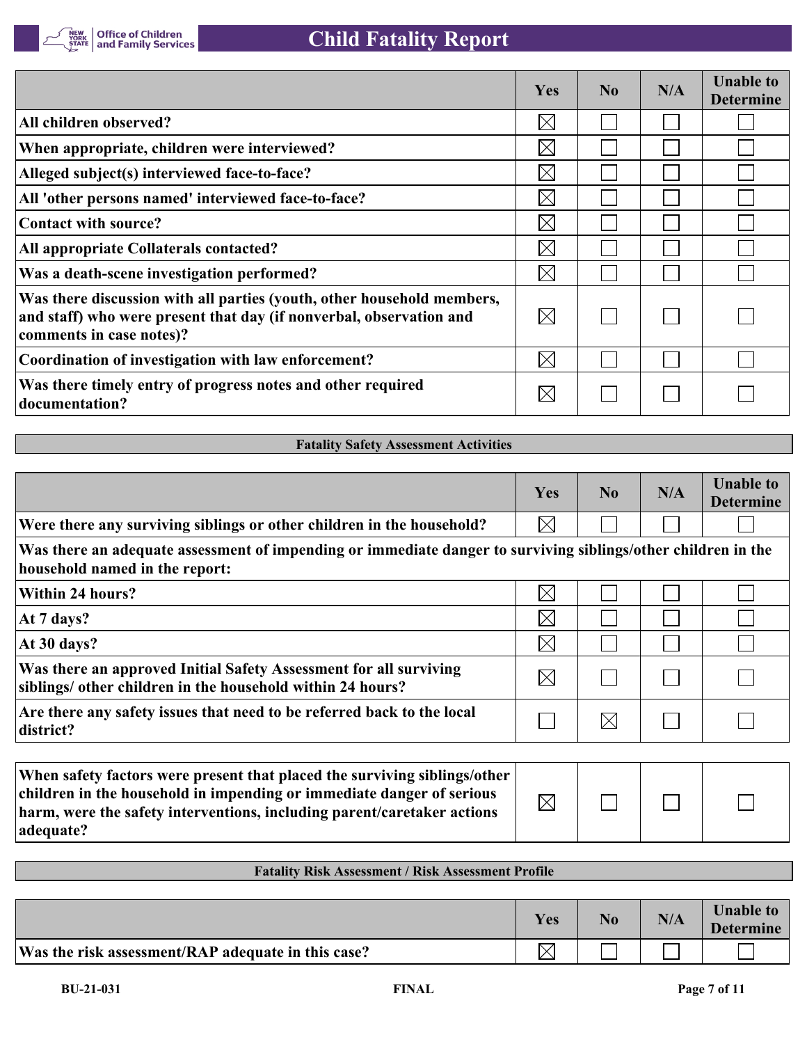| | Yes | No | N/A | Unable to Determine |
|---|---|---|---|---|
| All children observed? | ☒ | ☐ | ☐ | ☐ |
| When appropriate, children were interviewed? | ☒ | ☐ | ☐ | ☐ |
| Alleged subject(s) interviewed face-to-face? | ☒ | ☐ | ☐ | ☐ |
| All 'other persons named' interviewed face-to-face? | ☒ | ☐ | ☐ | ☐ |
| Contact with source? | ☒ | ☐ | ☐ | ☐ |
| All appropriate Collaterals contacted? | ☒ | ☐ | ☐ | ☐ |
| Was a death-scene investigation performed? | ☒ | ☐ | ☐ | ☐ |
| Was there discussion with all parties (youth, other household members, and staff) who were present that day (if nonverbal, observation and comments in case notes)? | ☒ | ☐ | ☐ | ☐ |
| Coordination of investigation with law enforcement? | ☒ | ☐ | ☐ | ☐ |
| Was there timely entry of progress notes and other required documentation? | ☒ | ☐ | ☐ | ☐ |

## Fatality Safety Assessment Activities

| | Yes | No | N/A | Unable to Determine |
|---|---|---|---|---|
| Were there any surviving siblings or other children in the household? | ☒ | ☐ | ☐ | ☐ |
| Was there an adequate assessment of impending or immediate danger to surviving siblings/other children in the household named in the report: | | | | |
| Within 24 hours? | ☒ | ☐ | ☐ | ☐ |
| At 7 days? | ☒ | ☐ | ☐ | ☐ |
| At 30 days? | ☒ | ☐ | ☐ | ☐ |
| Was there an approved Initial Safety Assessment for all surviving siblings/ other children in the household within 24 hours? | ☒ | ☐ | ☐ | ☐ |
| Are there any safety issues that need to be referred back to the local district? | ☐ | ☒ | ☐ | ☐ |

| | | | | |
|---|---|---|---|---|
| When safety factors were present that placed the surviving siblings/other children in the household in impending or immediate danger of serious harm, were the safety interventions, including parent/caretaker actions adequate? | ☒ | ☐ | ☐ | ☐ |

## Fatality Risk Assessment / Risk Assessment Profile

| | Yes | No | N/A | Unable to Determine |
|---|---|---|---|---|
| Was the risk assessment/RAP adequate in this case? | ☒ | ☐ | ☐ | ☐ |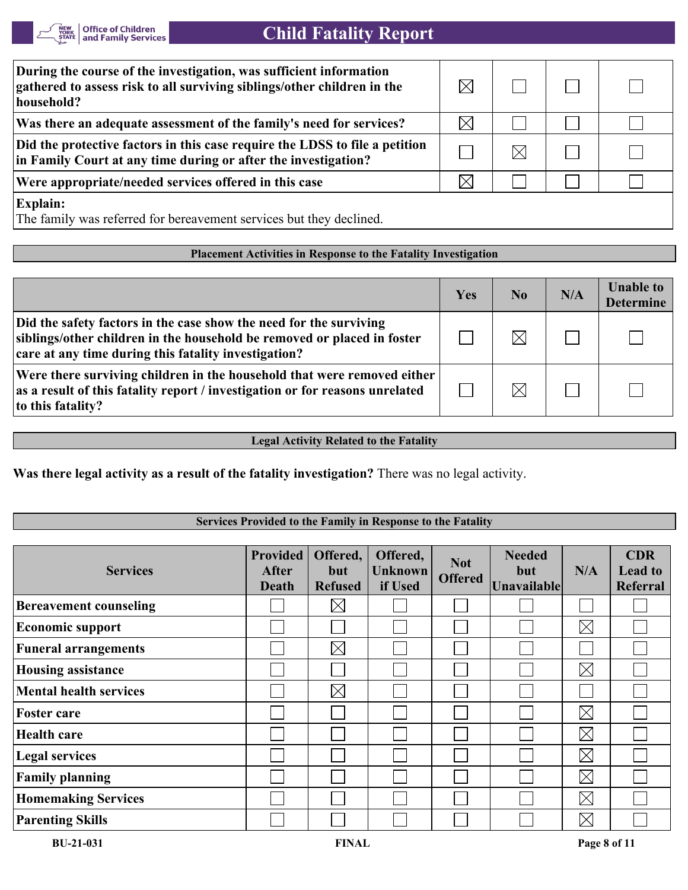| | Yes | No | N/A | Unable to Determine |
|---|---|---|---|---|
| **During the course of the investigation, was sufficient information gathered to assess risk to all surviving siblings/other children in the household?** | ☒ | ☐ | ☐ | ☐ |
| **Was there an adequate assessment of the family's need for services?** | ☒ | ☐ | ☐ | ☐ |
| **Did the protective factors in this case require the LDSS to file a petition in Family Court at any time during or after the investigation?** | ☐ | ☒ | ☐ | ☐ |
| **Were appropriate/needed services offered in this case** | ☒ | ☐ | ☐ | ☐ |

**Explain:**
The family was referred for bereavement services but they declined.

## Placement Activities in Response to the Fatality Investigation

| | Yes | No | N/A | Unable to Determine |
|---|---|---|---|---|
| **Did the safety factors in the case show the need for the surviving siblings/other children in the household be removed or placed in foster care at any time during this fatality investigation?** | ☐ | ☒ | ☐ | ☐ |
| **Were there surviving children in the household that were removed either as a result of this fatality report / investigation or for reasons unrelated to this fatality?** | ☐ | ☒ | ☐ | ☐ |

## Legal Activity Related to the Fatality

**Was there legal activity as a result of the fatality investigation?** There was no legal activity.

## Services Provided to the Family in Response to the Fatality

| Services | Provided After Death | Offered, but Refused | Offered, Unknown if Used | Not Offered | Needed but Unavailable | N/A | CDR Lead to Referral |
|---|---|---|---|---|---|---|---|
| **Bereavement counseling** | ☐ | ☒ | ☐ | ☐ | ☐ | ☐ | ☐ |
| **Economic support** | ☐ | ☐ | ☐ | ☐ | ☐ | ☒ | ☐ |
| **Funeral arrangements** | ☐ | ☒ | ☐ | ☐ | ☐ | ☐ | ☐ |
| **Housing assistance** | ☐ | ☐ | ☐ | ☐ | ☐ | ☒ | ☐ |
| **Mental health services** | ☐ | ☒ | ☐ | ☐ | ☐ | ☐ | ☐ |
| **Foster care** | ☐ | ☐ | ☐ | ☐ | ☐ | ☒ | ☐ |
| **Health care** | ☐ | ☐ | ☐ | ☐ | ☐ | ☒ | ☐ |
| **Legal services** | ☐ | ☐ | ☐ | ☐ | ☐ | ☒ | ☐ |
| **Family planning** | ☐ | ☐ | ☐ | ☐ | ☐ | ☒ | ☐ |
| **Homemaking Services** | ☐ | ☐ | ☐ | ☐ | ☐ | ☒ | ☐ |
| **Parenting Skills** | ☐ | ☐ | ☐ | ☐ | ☐ | ☒ | ☐ |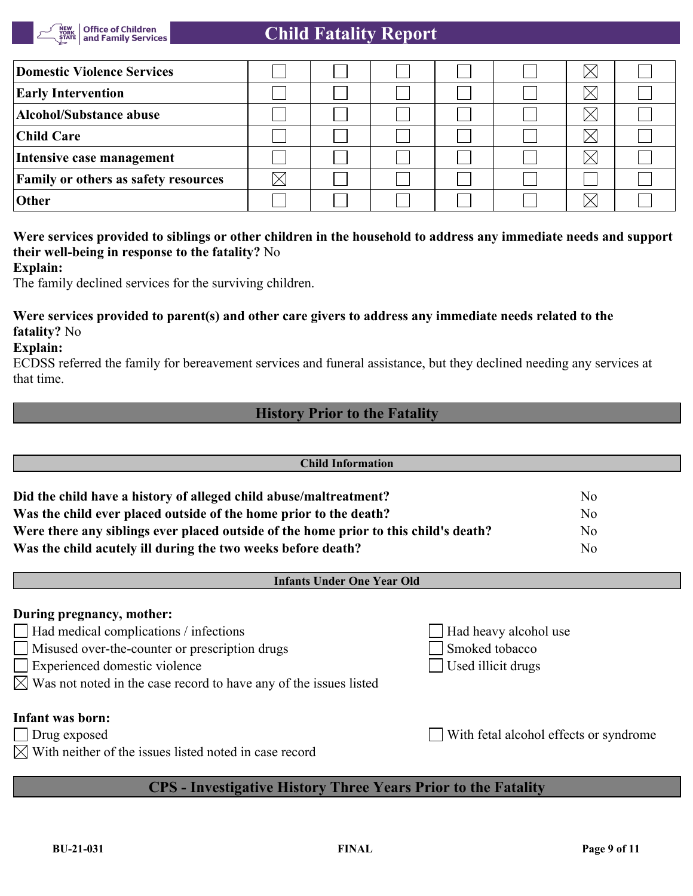| | | | | | | | |
|---|---|---|---|---|---|---|---|
| **Domestic Violence Services** | ☐ | ☐ | ☐ | ☐ | ☐ | ☒ | ☐ |
| **Early Intervention** | ☐ | ☐ | ☐ | ☐ | ☐ | ☒ | ☐ |
| **Alcohol/Substance abuse** | ☐ | ☐ | ☐ | ☐ | ☐ | ☒ | ☐ |
| **Child Care** | ☐ | ☐ | ☐ | ☐ | ☐ | ☒ | ☐ |
| **Intensive case management** | ☐ | ☐ | ☐ | ☐ | ☐ | ☒ | ☐ |
| **Family or others as safety resources** | ☒ | ☐ | ☐ | ☐ | ☐ | ☐ | ☐ |
| **Other** | ☐ | ☐ | ☐ | ☐ | ☐ | ☒ | ☐ |

**Were services provided to siblings or other children in the household to address any immediate needs and support their well-being in response to the fatality?** No

**Explain:**

The family declined services for the surviving children.

**Were services provided to parent(s) and other care givers to address any immediate needs related to the fatality?** No

**Explain:**

ECDSS referred the family for bereavement services and funeral assistance, but they declined needing any services at that time.

## History Prior to the Fatality

### Child Information

| | |
|---|---|
| **Did the child have a history of alleged child abuse/maltreatment?** | No |
| **Was the child ever placed outside of the home prior to the death?** | No |
| **Were there any siblings ever placed outside of the home prior to this child's death?** | No |
| **Was the child acutely ill during the two weeks before death?** | No |

### Infants Under One Year Old

**During pregnancy, mother:**

- ☐ Had medical complications / infections
- ☐ Misused over-the-counter or prescription drugs
- ☐ Experienced domestic violence
- ☒ Was not noted in the case record to have any of the issues listed
- ☐ Had heavy alcohol use
- ☐ Smoked tobacco
- ☐ Used illicit drugs

**Infant was born:**

- ☐ Drug exposed
- ☒ With neither of the issues listed noted in case record
- ☐ With fetal alcohol effects or syndrome

## CPS - Investigative History Three Years Prior to the Fatality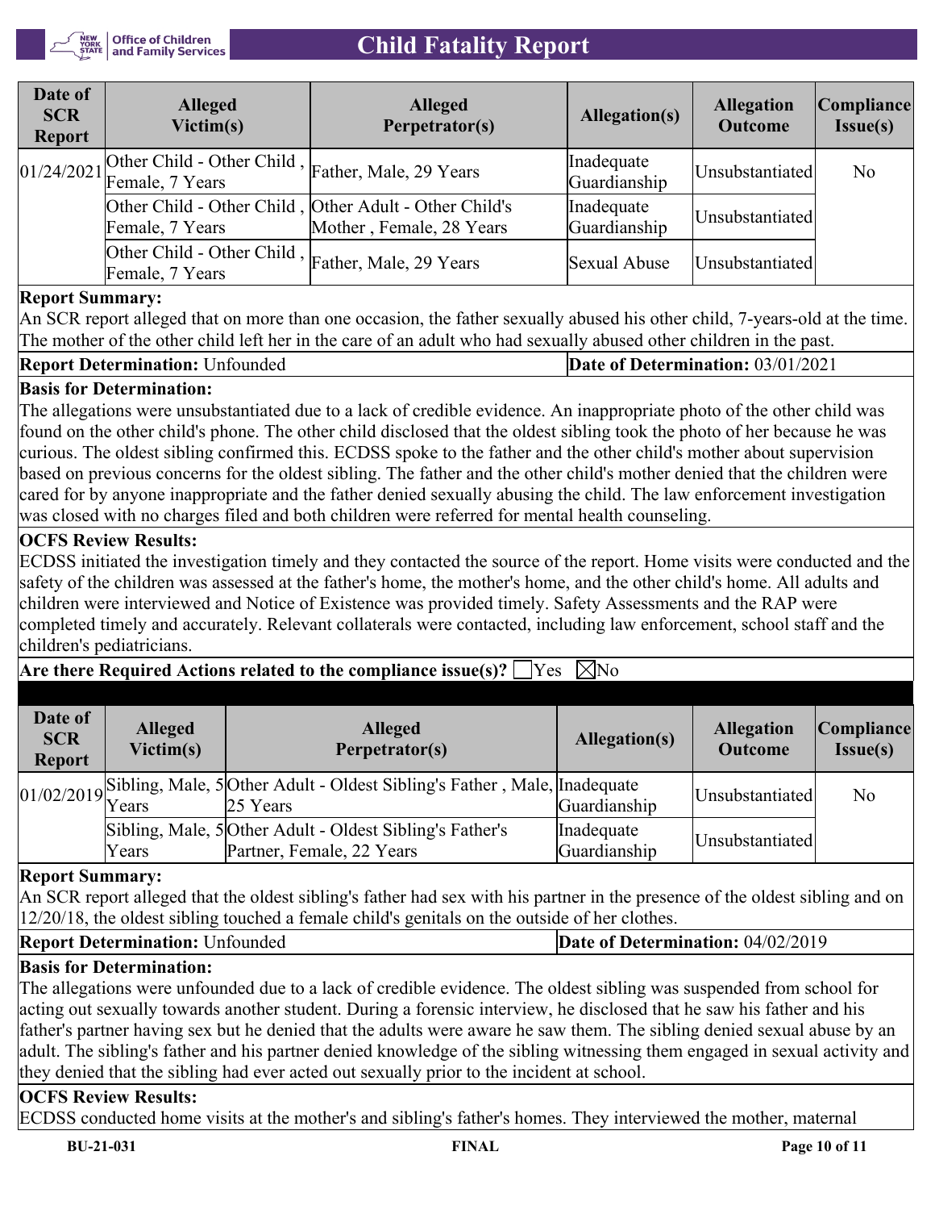| Date of SCR Report | Alleged Victim(s) | Alleged Perpetrator(s) | Allegation(s) | Allegation Outcome | Compliance Issue(s) |
|---|---|---|---|---|---|
| 01/24/2021 | Other Child - Other Child , Female, 7 Years | Father, Male, 29 Years | Inadequate Guardianship | Unsubstantiated | No |
| | Other Child - Other Child , Female, 7 Years | Other Adult - Other Child's Mother , Female, 28 Years | Inadequate Guardianship | Unsubstantiated | |
| | Other Child - Other Child , Female, 7 Years | Father, Male, 29 Years | Sexual Abuse | Unsubstantiated | |

**Report Summary:**
An SCR report alleged that on more than one occasion, the father sexually abused his other child, 7-years-old at the time. The mother of the other child left her in the care of an adult who had sexually abused other children in the past.

**Report Determination:** Unfounded | **Date of Determination:** 03/01/2021

**Basis for Determination:**
The allegations were unsubstantiated due to a lack of credible evidence. An inappropriate photo of the other child was found on the other child's phone. The other child disclosed that the oldest sibling took the photo of her because he was curious. The oldest sibling confirmed this. ECDSS spoke to the father and the other child's mother about supervision based on previous concerns for the oldest sibling. The father and the other child's mother denied that the children were cared for by anyone inappropriate and the father denied sexually abusing the child. The law enforcement investigation was closed with no charges filed and both children were referred for mental health counseling.

**OCFS Review Results:**
ECDSS initiated the investigation timely and they contacted the source of the report. Home visits were conducted and the safety of the children was assessed at the father's home, the mother's home, and the other child's home. All adults and children were interviewed and Notice of Existence was provided timely. Safety Assessments and the RAP were completed timely and accurately. Relevant collaterals were contacted, including law enforcement, school staff and the children's pediatricians.

**Are there Required Actions related to the compliance issue(s)?** ☐ Yes ☒ No

| Date of SCR Report | Alleged Victim(s) | Alleged Perpetrator(s) | Allegation(s) | Allegation Outcome | Compliance Issue(s) |
|---|---|---|---|---|---|
| 01/02/2019 | Sibling, Male, 5 Years | Other Adult - Oldest Sibling's Father , Male, 25 Years | Inadequate Guardianship | Unsubstantiated | No |
| | Sibling, Male, 5 Years | Other Adult - Oldest Sibling's Father's Partner, Female, 22 Years | Inadequate Guardianship | Unsubstantiated | |

**Report Summary:**
An SCR report alleged that the oldest sibling's father had sex with his partner in the presence of the oldest sibling and on 12/20/18, the oldest sibling touched a female child's genitals on the outside of her clothes.

**Report Determination:** Unfounded | **Date of Determination:** 04/02/2019

**Basis for Determination:**
The allegations were unfounded due to a lack of credible evidence. The oldest sibling was suspended from school for acting out sexually towards another student. During a forensic interview, he disclosed that he saw his father and his father's partner having sex but he denied that the adults were aware he saw them. The sibling denied sexual abuse by an adult. The sibling's father and his partner denied knowledge of the sibling witnessing them engaged in sexual activity and they denied that the sibling had ever acted out sexually prior to the incident at school.

**OCFS Review Results:**
ECDSS conducted home visits at the mother's and sibling's father's homes. They interviewed the mother, maternal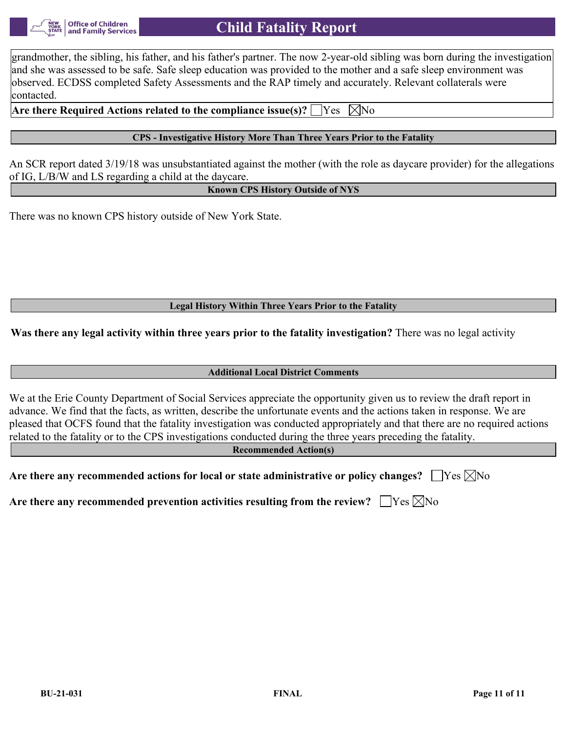grandmother, the sibling, his father, and his father's partner. The now 2-year-old sibling was born during the investigation and she was assessed to be safe. Safe sleep education was provided to the mother and a safe sleep environment was observed. ECDSS completed Safety Assessments and the RAP timely and accurately. Relevant collaterals were contacted.

**Are there Required Actions related to the compliance issue(s)?** ☐Yes ☒No

## CPS - Investigative History More Than Three Years Prior to the Fatality

An SCR report dated 3/19/18 was unsubstantiated against the mother (with the role as daycare provider) for the allegations of IG, L/B/W and LS regarding a child at the daycare.

## Known CPS History Outside of NYS

There was no known CPS history outside of New York State.

## Legal History Within Three Years Prior to the Fatality

**Was there any legal activity within three years prior to the fatality investigation?** There was no legal activity

## Additional Local District Comments

We at the Erie County Department of Social Services appreciate the opportunity given us to review the draft report in advance. We find that the facts, as written, describe the unfortunate events and the actions taken in response. We are pleased that OCFS found that the fatality investigation was conducted appropriately and that there are no required actions related to the fatality or to the CPS investigations conducted during the three years preceding the fatality.

## Recommended Action(s)

**Are there any recommended actions for local or state administrative or policy changes?** ☐Yes ☒No

**Are there any recommended prevention activities resulting from the review?** ☐Yes ☒No